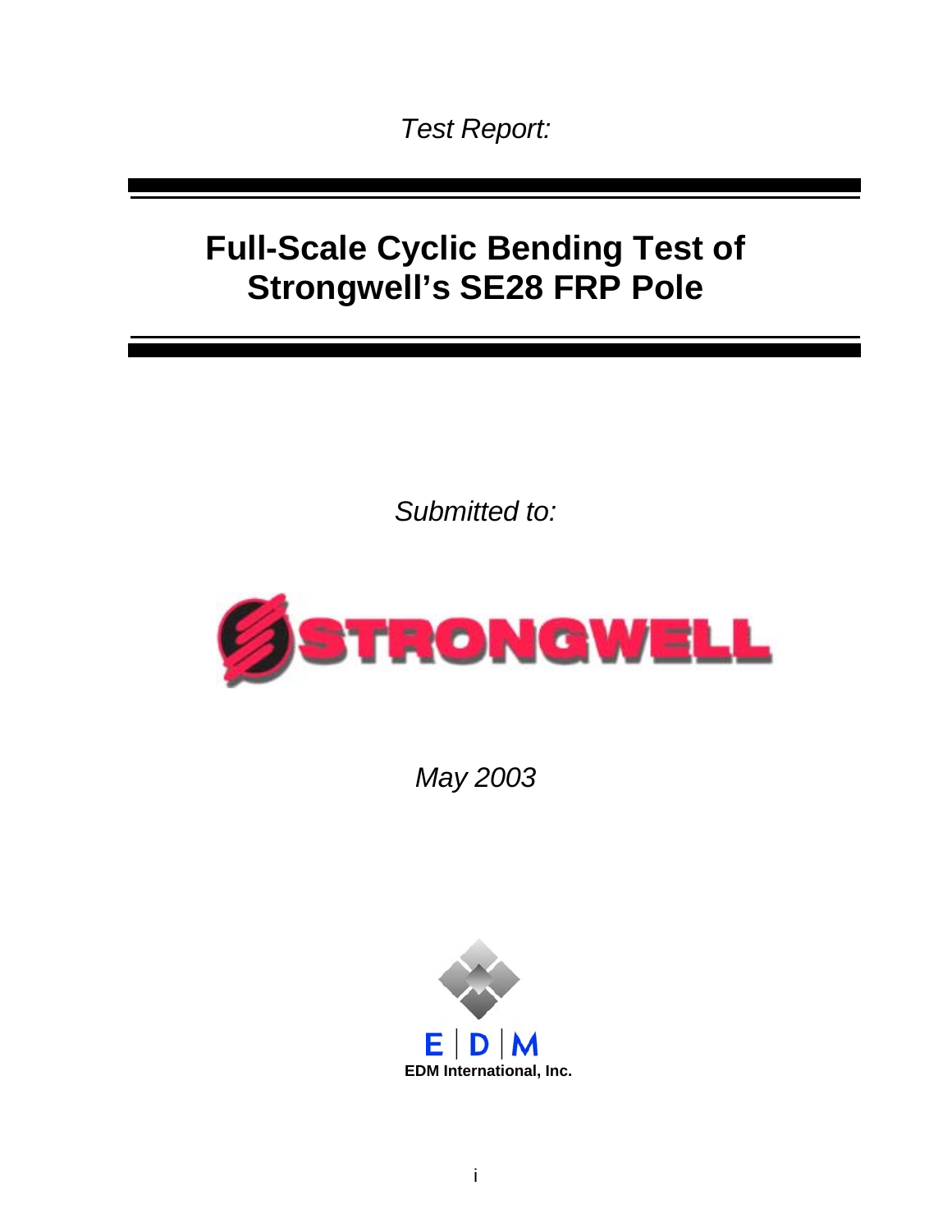*Test Report:*

# Full-Scale Cyclic Bending Test of Strongwell's SE28 FRP Pole

*Submitted to:*

STRONGWELL

*May 2003*

EDM International, Inc.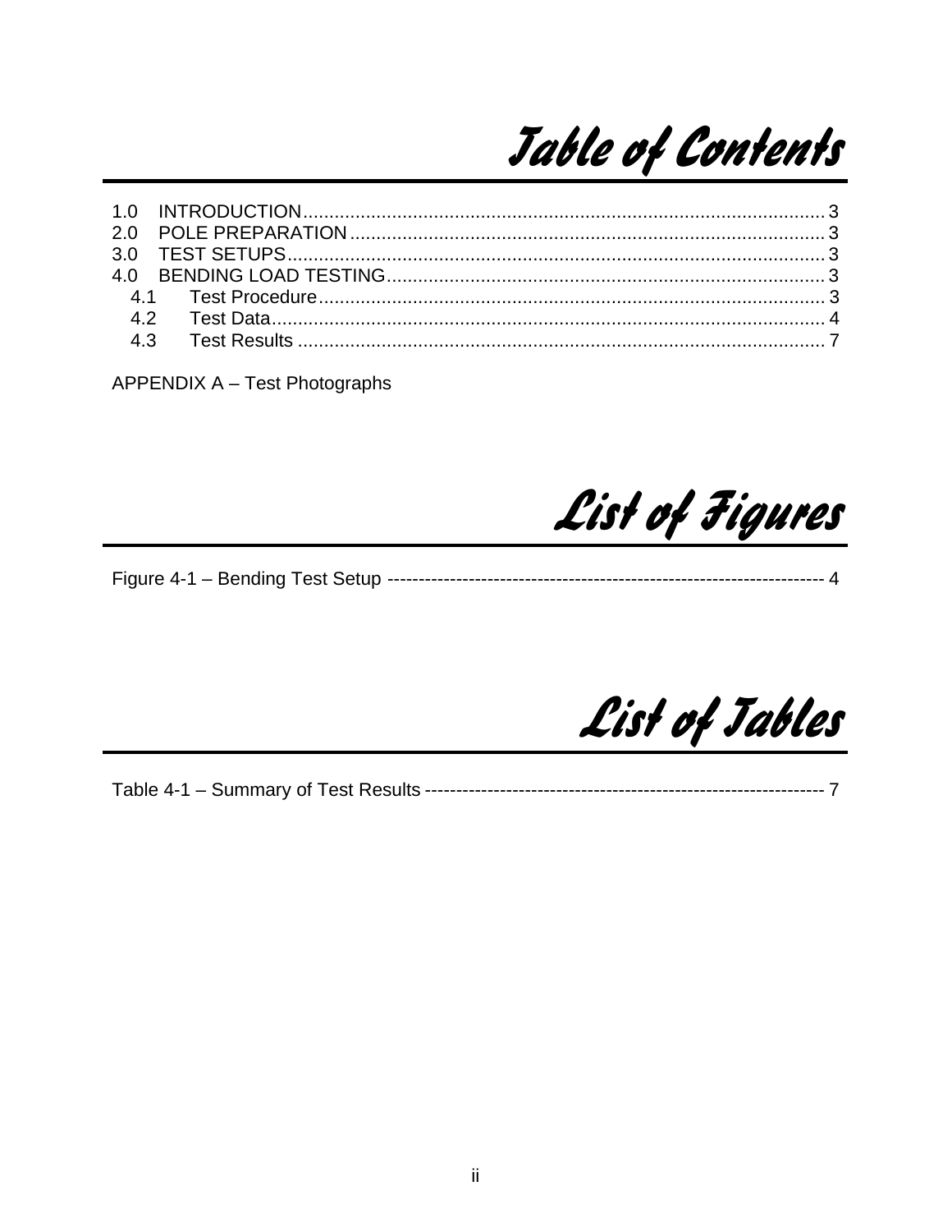# Table of Contents

1.0 INTRODUCTION.................................................................................................... 3
2.0 POLE PREPARATION........................................................................................... 3
3.0 TEST SETUPS...................................................................................................... 3
4.0 BENDING LOAD TESTING................................................................................... 3
  4.1 Test Procedure................................................................................................ 3
  4.2 Test Data......................................................................................................... 4
  4.3 Test Results .................................................................................................... 7

APPENDIX A – Test Photographs

# List of Figures

Figure 4-1 – Bending Test Setup ---------------------------------------------------------------------- 4

# List of Tables

Table 4-1 – Summary of Test Results -------------------------------------------------------------- 7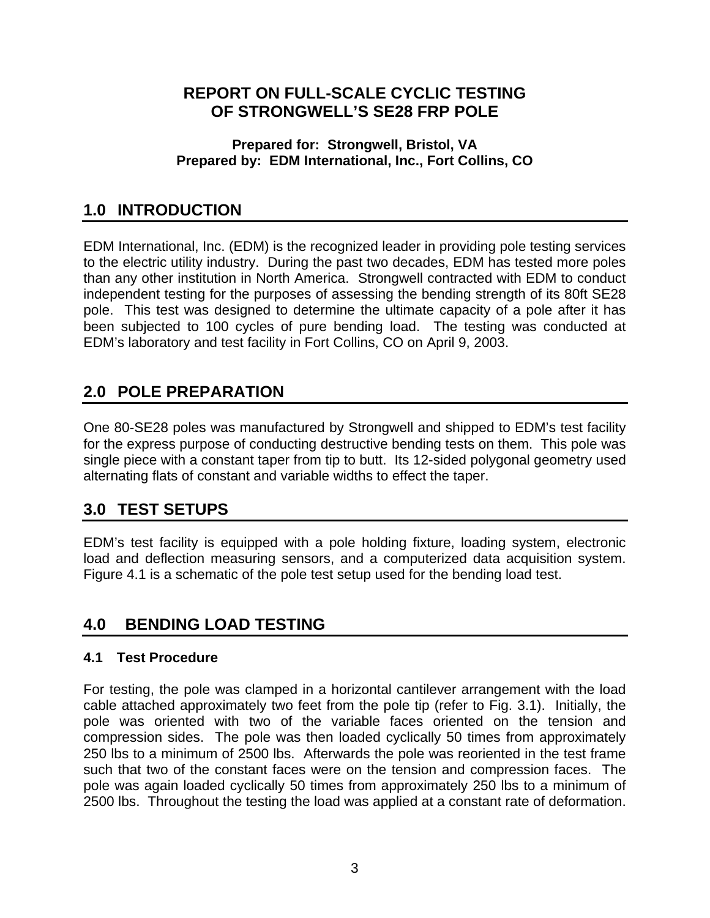# REPORT ON FULL-SCALE CYCLIC TESTING OF STRONGWELL'S SE28 FRP POLE

**Prepared for: Strongwell, Bristol, VA**
**Prepared by: EDM International, Inc., Fort Collins, CO**

## 1.0 INTRODUCTION

EDM International, Inc. (EDM) is the recognized leader in providing pole testing services to the electric utility industry. During the past two decades, EDM has tested more poles than any other institution in North America. Strongwell contracted with EDM to conduct independent testing for the purposes of assessing the bending strength of its 80ft SE28 pole. This test was designed to determine the ultimate capacity of a pole after it has been subjected to 100 cycles of pure bending load. The testing was conducted at EDM's laboratory and test facility in Fort Collins, CO on April 9, 2003.

## 2.0 POLE PREPARATION

One 80-SE28 poles was manufactured by Strongwell and shipped to EDM's test facility for the express purpose of conducting destructive bending tests on them. This pole was single piece with a constant taper from tip to butt. Its 12-sided polygonal geometry used alternating flats of constant and variable widths to effect the taper.

## 3.0 TEST SETUPS

EDM's test facility is equipped with a pole holding fixture, loading system, electronic load and deflection measuring sensors, and a computerized data acquisition system. Figure 4.1 is a schematic of the pole test setup used for the bending load test.

## 4.0 BENDING LOAD TESTING

### 4.1 Test Procedure

For testing, the pole was clamped in a horizontal cantilever arrangement with the load cable attached approximately two feet from the pole tip (refer to Fig. 3.1). Initially, the pole was oriented with two of the variable faces oriented on the tension and compression sides. The pole was then loaded cyclically 50 times from approximately 250 lbs to a minimum of 2500 lbs. Afterwards the pole was reoriented in the test frame such that two of the constant faces were on the tension and compression faces. The pole was again loaded cyclically 50 times from approximately 250 lbs to a minimum of 2500 lbs. Throughout the testing the load was applied at a constant rate of deformation.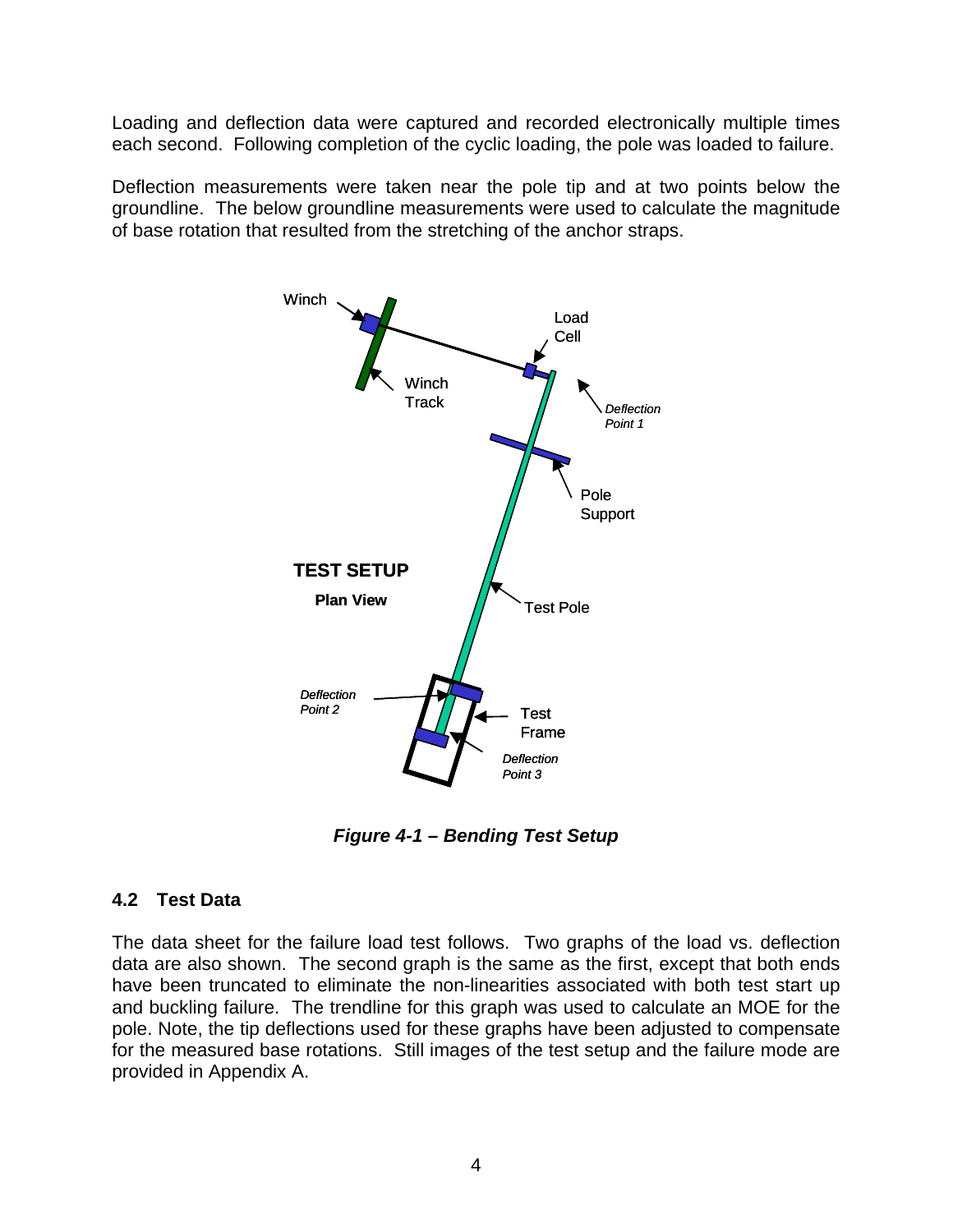Loading and deflection data were captured and recorded electronically multiple times each second. Following completion of the cyclic loading, the pole was loaded to failure.

Deflection measurements were taken near the pole tip and at two points below the groundline. The below groundline measurements were used to calculate the magnitude of base rotation that resulted from the stretching of the anchor straps.

***Figure 4-1 – Bending Test Setup***

## 4.2 Test Data

The data sheet for the failure load test follows. Two graphs of the load vs. deflection data are also shown. The second graph is the same as the first, except that both ends have been truncated to eliminate the non-linearities associated with both test start up and buckling failure. The trendline for this graph was used to calculate an MOE for the pole. Note, the tip deflections used for these graphs have been adjusted to compensate for the measured base rotations. Still images of the test setup and the failure mode are provided in Appendix A.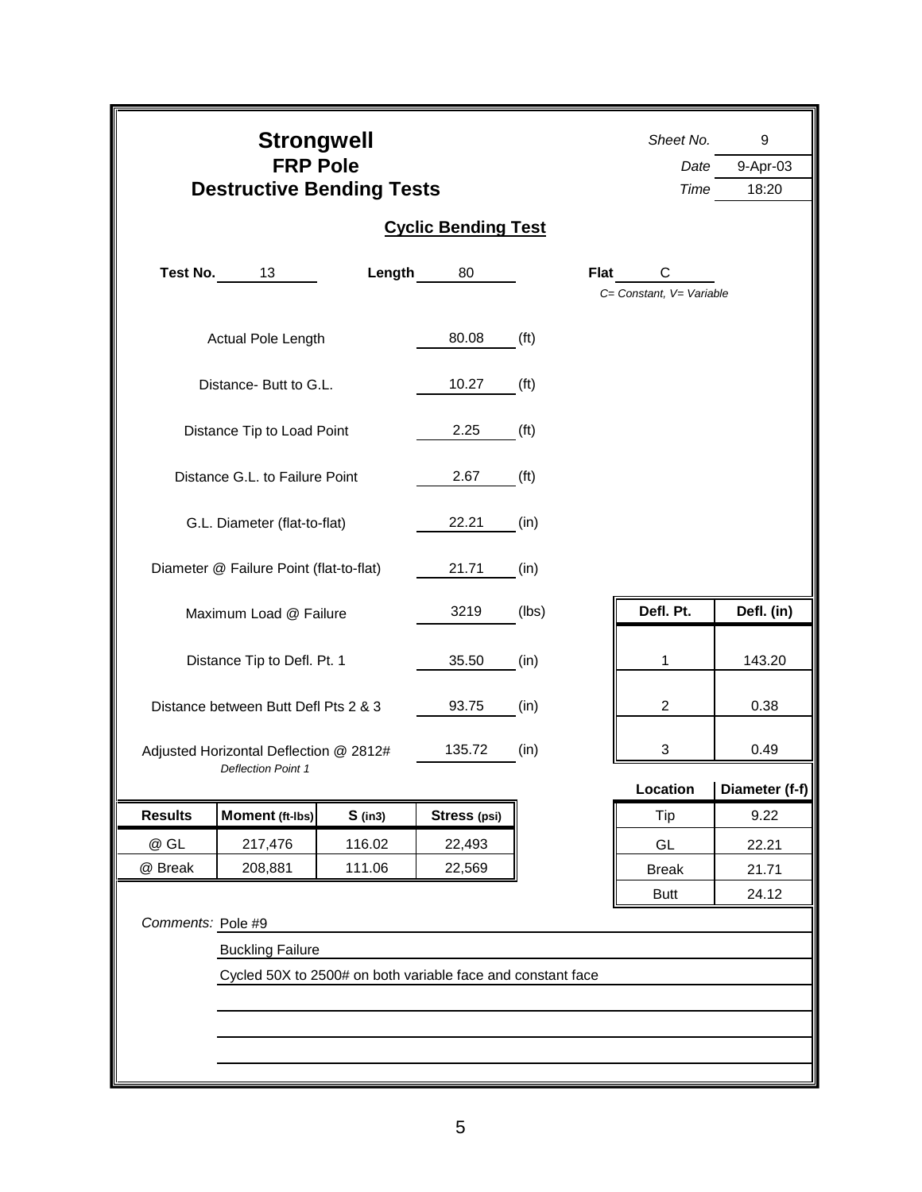# Strongwell

## FRP Pole

## Destructive Bending Tests

*Sheet No.* 9

*Date* 9-Apr-03

*Time* 18:20

### Cyclic Bending Test

**Test No.** 13 **Length** 80 **Flat** C

*C= Constant, V= Variable*

| | | |
|---|---|---|
| Actual Pole Length | 80.08 | (ft) |
| Distance- Butt to G.L. | 10.27 | (ft) |
| Distance Tip to Load Point | 2.25 | (ft) |
| Distance G.L. to Failure Point | 2.67 | (ft) |
| G.L. Diameter (flat-to-flat) | 22.21 | (in) |
| Diameter @ Failure Point (flat-to-flat) | 21.71 | (in) |
| Maximum Load @ Failure | 3219 | (lbs) |
| Distance Tip to Defl. Pt. 1 | 35.50 | (in) |
| Distance between Butt Defl Pts 2 & 3 | 93.75 | (in) |
| Adjusted Horizontal Deflection @ 2812# *Deflection Point 1* | 135.72 | (in) |

| Defl. Pt. | Defl. (in) |
|---|---|
| 1 | 143.20 |
| 2 | 0.38 |
| 3 | 0.49 |

| Location | Diameter (f-f) |
|---|---|
| Tip | 9.22 |
| GL | 22.21 |
| Break | 21.71 |
| Butt | 24.12 |

| Results | Moment (ft-lbs) | S (in3) | Stress (psi) |
|---|---|---|---|
| @ GL | 217,476 | 116.02 | 22,493 |
| @ Break | 208,881 | 111.06 | 22,569 |

*Comments:* Pole #9

Buckling Failure

Cycled 50X to 2500# on both variable face and constant face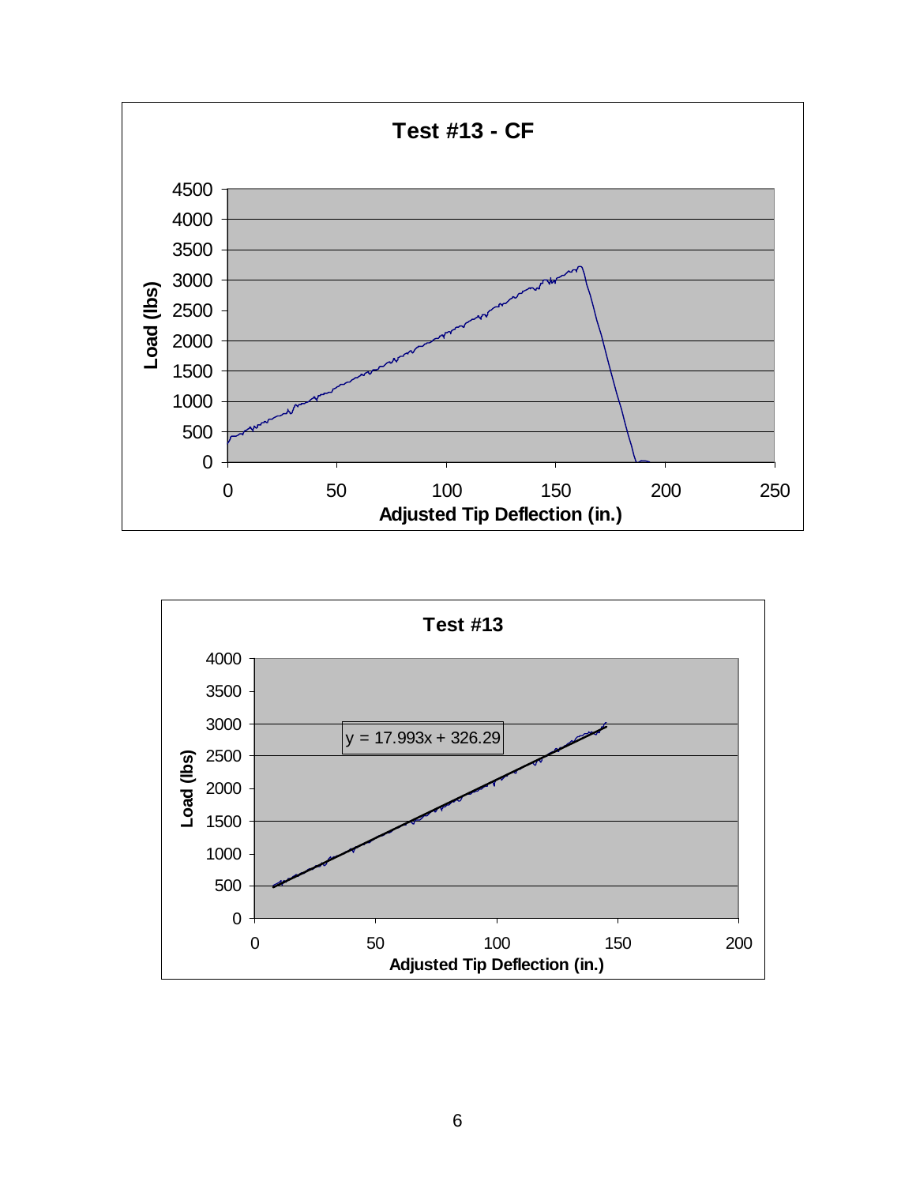**Test #13 - CF**

Load (lbs) vs. Adjusted Tip Deflection (in.)

**Test #13**

$y = 17.993x + 326.29$

Load (lbs) vs. Adjusted Tip Deflection (in.)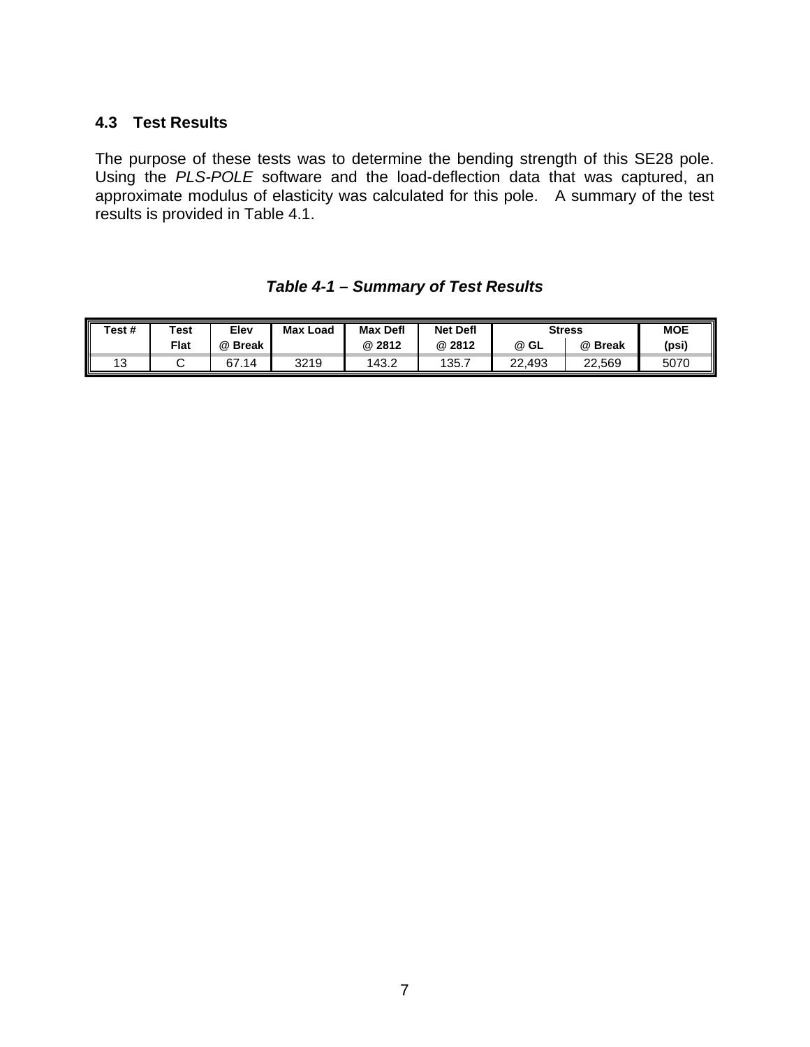### 4.3 Test Results

The purpose of these tests was to determine the bending strength of this SE28 pole. Using the *PLS-POLE* software and the load-deflection data that was captured, an approximate modulus of elasticity was calculated for this pole. A summary of the test results is provided in Table 4.1.

***Table 4-1 – Summary of Test Results***

| Test # | Test Flat | Elev @ Break | Max Load | Max Defl @ 2812 | Net Defl @ 2812 | Stress | | MOE (psi) |
|---|---|---|---|---|---|---|---|---|
| | | | | | | @ GL | @ Break | |
| 13 | C | 67.14 | 3219 | 143.2 | 135.7 | 22,493 | 22,569 | 5070 |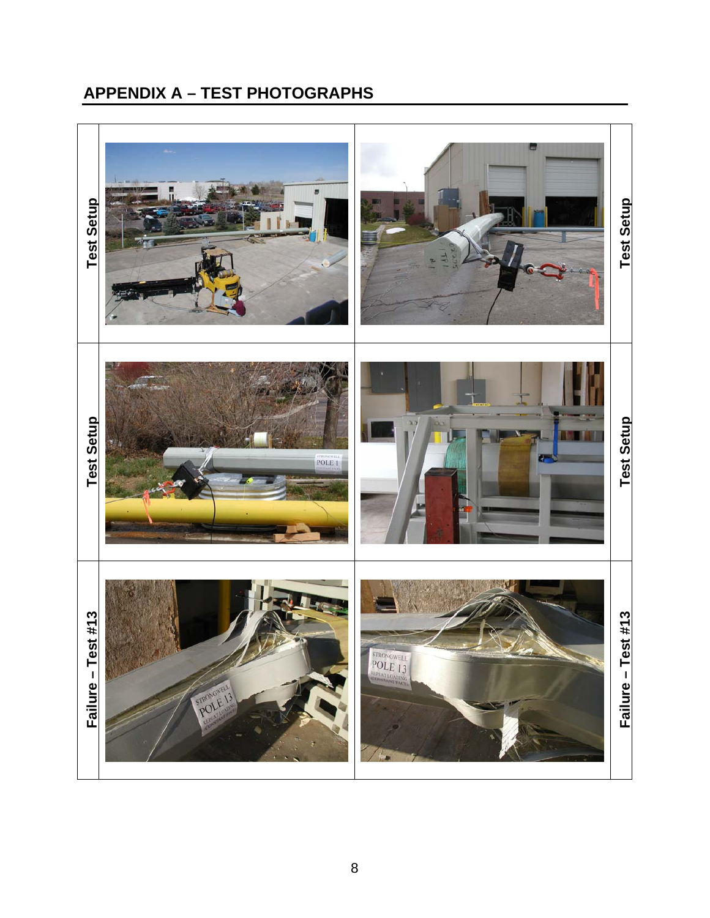## APPENDIX A – TEST PHOTOGRAPHS

| | | | |
|---|---|---|---|
| Test Setup | | | Test Setup |
| Test Setup | | | Test Setup |
| Failure – Test #13 | | | Failure – Test #13 |